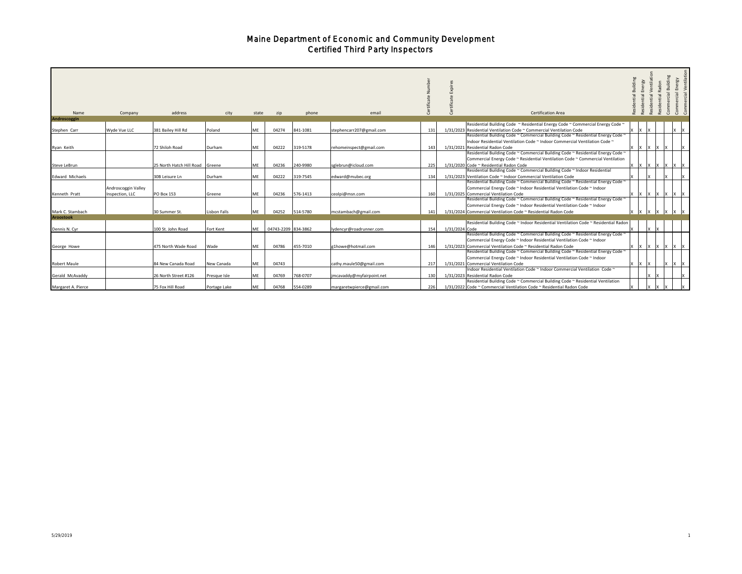# Maine Department of Economic and Community Development
## Certified Third Party Inspectors

| Name | Company | address | city | state | zip | phone | email | Certificate Number | Certificate Expires | Certification Area | Residential Building | Residential Energy | Residential Ventilation | Residential Radon | Commercial Building | Commercial Energy | Commercial Ventilation |
|---|---|---|---|---|---|---|---|---|---|---|---|---|---|---|---|---|---|
| **Androscoggin** | | | | | | | | | | | | | | | | | |
| Stephen Carr | Wyde Vue LLC | 381 Bailey Hill Rd | Poland | ME | 04274 | 841-1081 | stephencarr207@gmail.com | 131 | 1/31/2023 | Residential Building Code ~ Residential Energy Code ~ Commercial Energy Code ~ Residential Ventilation Code ~ Commercial Ventilation Code | X | X | X | | | X | X |
| Ryan Keith | | 72 Shiloh Road | Durham | ME | 04222 | 319-5178 | rehomeinspect@gmail.com | 143 | 1/31/2021 | Residential Building Code ~ Commercial Building Code ~ Residential Energy Code ~ Indoor Residential Ventilation Code ~ Indoor Commercial Ventilation Code ~ Residential Radon Code | X | X | X | X | X | | X |
| Steve LeBrun | | 25 North Hatch Hill Road | Greene | ME | 04236 | 240-9980 | sglebrun@icloud.com | 225 | 1/31/2020 | Residential Building Code ~ Commercial Building Code ~ Residential Energy Code ~ Commercial Energy Code ~ Residential Ventilation Code ~ Commercial Ventilation Code ~ Residential Radon Code | X | X | X | X | X | X | X |
| Edward Michaels | | 30B Leisure Ln | Durham | ME | 04222 | 319-7545 | edward@mubec.org | 134 | 1/31/2023 | Residential Building Code ~ Commercial Building Code ~ Indoor Residential Ventilation Code ~ Indoor Commercial Ventilation Code | X | | X | | X | | X |
| Kenneth Pratt | Androscoggin Valley Inspection, LLC | PO Box 153 | Greene | ME | 04236 | 576-1413 | ceolpi@msn.com | 160 | 1/31/2025 | Residential Building Code ~ Commercial Building Code ~ Residential Energy Code ~ Commercial Energy Code ~ Indoor Residential Ventilation Code ~ Indoor Commercial Ventilation Code | X | X | X | X | X | X | X |
| Mark C. Stambach | | 30 Summer St. | Lisbon Falls | ME | 04252 | 514-5780 | mcstambach@gmail.com | 141 | 1/31/2024 | Residential Building Code ~ Commercial Building Code ~ Residential Energy Code ~ Commercial Energy Code ~ Indoor Residential Ventilation Code ~ Indoor Commercial Ventilation Code ~ Residential Radon Code | X | X | X | X | X | X | X |
| **Aroostook** | | | | | | | | | | | | | | | | | |
| Dennis N. Cyr | | 100 St. John Road | Fort Kent | ME | 04743-2209 | 834-3862 | lydencyr@roadrunner.com | 154 | 1/31/2024 | Residential Building Code ~ Indoor Residential Ventilation Code ~ Residential Radon Code | X | | X | X | | | |
| George Howe | | 475 North Wade Road | Wade | ME | 04786 | 455-7010 | g1howe@hotmail.com | 146 | 1/31/2023 | Residential Building Code ~ Commercial Building Code ~ Residential Energy Code ~ Commercial Energy Code ~ Indoor Residential Ventilation Code ~ Indoor Commercial Ventilation Code ~ Residential Radon Code | X | X | X | X | X | X | X |
| Robert Maule | | 84 New Canada Road | New Canada | ME | 04743 | | cathy.maule50@gmail.com | 217 | 1/31/2021 | Residential Building Code ~ Commercial Building Code ~ Residential Energy Code ~ Commercial Energy Code ~ Indoor Residential Ventilation Code ~ Indoor Commercial Ventilation Code | X | X | X | | X | X | X |
| Gerald McAvaddy | | 26 North Street #126 | Presque Isle | ME | 04769 | 768-0707 | jmcavaddy@myfairpoint.net | 130 | 1/31/2023 | Indoor Residential Ventilation Code ~ Indoor Commercial Ventilation Code ~ Residential Radon Code | | | X | X | | | X |
| Margaret A. Pierce | | 75 Fox Hill Road | Portage Lake | ME | 04768 | 554-0289 | margaretwpierce@gmail.com | 226 | 1/31/2022 | Residential Building Code ~ Commercial Building Code ~ Residential Ventilation Code ~ Commercial Ventilation Code ~ Residential Radon Code | X | | X | X | X | | X |

5/29/2019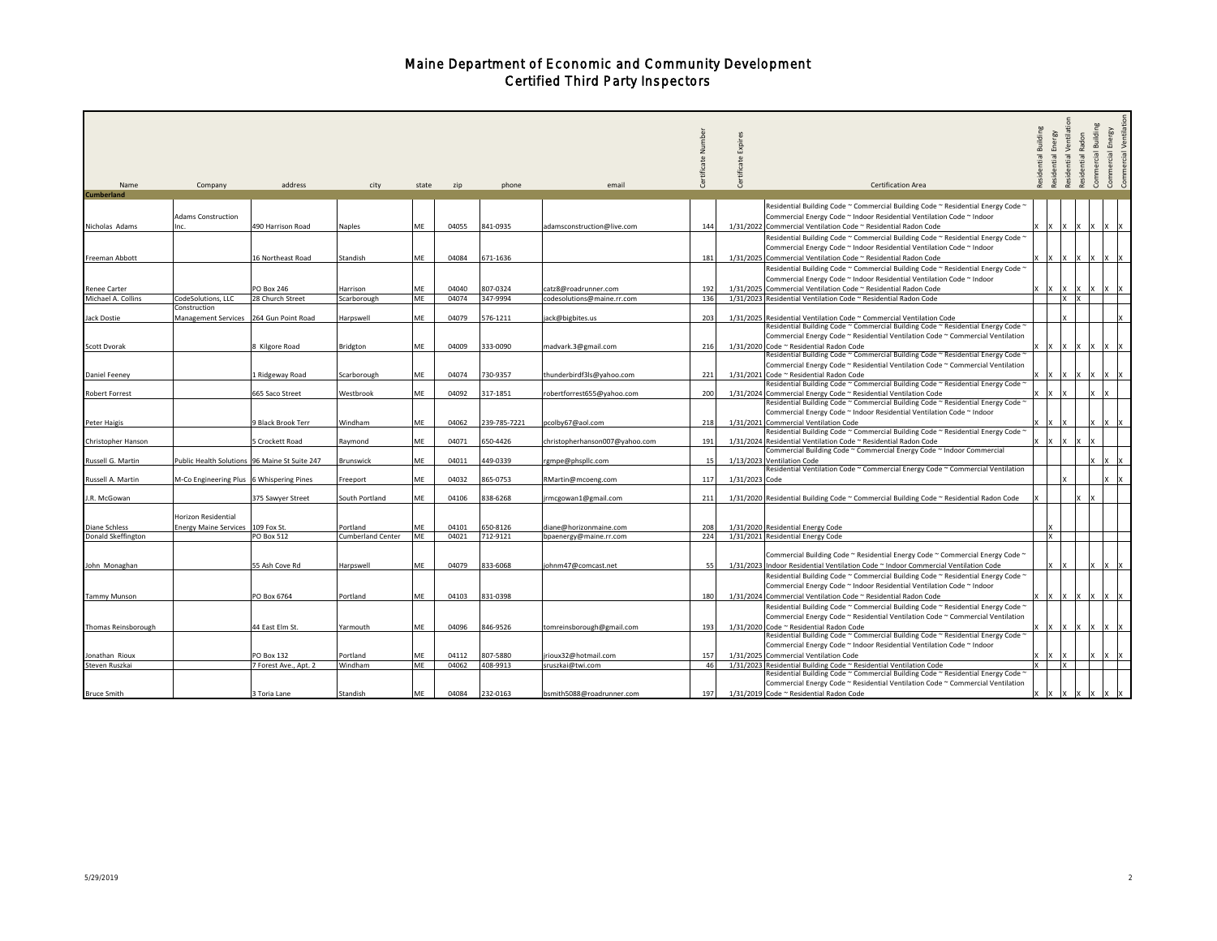# Maine Department of Economic and Community Development
# Certified Third Party Inspectors

| Name | Company | address | city | state | zip | phone | email | Certificate Number | Certificate Expires | Certification Area | Residential Building | Residential Energy | Residential Ventilation | Residential Radon | Commercial Building | Commercial Energy | Commercial Ventilation |
|---|---|---|---|---|---|---|---|---|---|---|---|---|---|---|---|---|---|
| **Cumberland** | | | | | | | | | | | | | | | | | |
| Nicholas Adams | Adams Construction Inc. | 490 Harrison Road | Naples | ME | 04055 | 841-0935 | adamsconstruction@live.com | 144 | 1/31/2022 | Residential Building Code ~ Commercial Building Code ~ Residential Energy Code ~ Commercial Energy Code ~ Indoor Residential Ventilation Code ~ Indoor Commercial Ventilation Code ~ Residential Radon Code | X | X | X | X | X | X | X |
| Freeman Abbott | | 16 Northeast Road | Standish | ME | 04084 | 671-1636 | | 181 | 1/31/2025 | Residential Building Code ~ Commercial Building Code ~ Residential Energy Code ~ Commercial Energy Code ~ Indoor Residential Ventilation Code ~ Indoor Commercial Ventilation Code ~ Residential Radon Code | X | X | X | X | X | X | X |
| Renee Carter | | PO Box 246 | Harrison | ME | 04040 | 807-0324 | catz8@roadrunner.com | 192 | 1/31/2025 | Residential Building Code ~ Commercial Building Code ~ Residential Energy Code ~ Commercial Energy Code ~ Indoor Residential Ventilation Code ~ Indoor Commercial Ventilation Code ~ Residential Radon Code | X | X | X | X | X | X | X |
| Michael A. Collins | CodeSolutions, LLC | 28 Church Street | Scarborough | ME | 04074 | 347-9994 | codesolutions@maine.rr.com | 136 | 1/31/2023 | Residential Ventilation Code ~ Residential Radon Code | | | X | X | | | |
| Jack Dostie | Construction Management Services | 264 Gun Point Road | Harpswell | ME | 04079 | 576-1211 | jack@bigbites.us | 203 | 1/31/2025 | Residential Ventilation Code ~ Commercial Ventilation Code | | | X | | | | X |
| Scott Dvorak | | 8 Kilgore Road | Bridgton | ME | 04009 | 333-0090 | madvark.3@gmail.com | 216 | 1/31/2020 | Residential Building Code ~ Commercial Building Code ~ Residential Energy Code ~ Commercial Energy Code ~ Residential Ventilation Code ~ Commercial Ventilation Code ~ Residential Radon Code | X | X | X | X | X | X | X |
| Daniel Feeney | | 1 Ridgeway Road | Scarborough | ME | 04074 | 730-9357 | thunderbirdf3ls@yahoo.com | 221 | 1/31/2021 | Residential Building Code ~ Commercial Building Code ~ Residential Energy Code ~ Commercial Energy Code ~ Residential Ventilation Code ~ Commercial Ventilation Code ~ Residential Radon Code | X | X | X | X | X | X | X |
| Robert Forrest | | 665 Saco Street | Westbrook | ME | 04092 | 317-1851 | robertforrest655@yahoo.com | 200 | 1/31/2024 | Residential Building Code ~ Commercial Building Code ~ Residential Energy Code ~ Commercial Energy Code ~ Residential Ventilation Code | X | X | X | | X | X | |
| Peter Haigis | | 9 Black Brook Terr | Windham | ME | 04062 | 239-785-7221 | pcolby67@aol.com | 218 | 1/31/2021 | Residential Building Code ~ Commercial Building Code ~ Residential Energy Code ~ Commercial Energy Code ~ Indoor Residential Ventilation Code ~ Indoor Commercial Ventilation Code | X | X | X | | X | X | X |
| Christopher Hanson | | 5 Crockett Road | Raymond | ME | 04071 | 650-4426 | christopherhanson007@yahoo.com | 191 | 1/31/2024 | Residential Building Code ~ Commercial Building Code ~ Residential Energy Code ~ Residential Ventilation Code ~ Residential Radon Code | X | X | X | X | X | | |
| Russell G. Martin | Public Health Solutions | 96 Maine St Suite 247 | Brunswick | ME | 04011 | 449-0339 | rgmpe@phspllc.com | 15 | 1/13/2023 | Commercial Building Code ~ Commercial Energy Code ~ Indoor Commercial Ventilation Code | | | | | X | X | X |
| Russell A. Martin | M-Co Engineering Plus | 6 Whispering Pines | Freeport | ME | 04032 | 865-0753 | RMartin@mcoeng.com | 117 | 1/31/2023 | Residential Ventilation Code ~ Commercial Energy Code ~ Commercial Ventilation Code | | | X | | | X | X |
| J.R. McGowan | | 375 Sawyer Street | South Portland | ME | 04106 | 838-6268 | jrmcgowan1@gmail.com | 211 | 1/31/2020 | Residential Building Code ~ Commercial Building Code ~ Residential Radon Code | X | | | X | X | | |
| Diane Schless | Horizon Residential Energy Maine Services | 109 Fox St. | Portland | ME | 04101 | 650-8126 | diane@horizonmaine.com | 208 | 1/31/2020 | Residential Energy Code | | X | | | | | |
| Donald Skeffington | | PO Box 512 | Cumberland Center | ME | 04021 | 712-9121 | bpaenergy@maine.rr.com | 224 | 1/31/2021 | Residential Energy Code | | X | | | | | |
| John Monaghan | | 55 Ash Cove Rd | Harpswell | ME | 04079 | 833-6068 | johnm47@comcast.net | 55 | 1/31/2023 | Commercial Building Code ~ Residential Energy Code ~ Commercial Energy Code ~ Indoor Residential Ventilation Code ~ Indoor Commercial Ventilation Code | | X | X | | X | X | X |
| Tammy Munson | | PO Box 6764 | Portland | ME | 04103 | 831-0398 | | 180 | 1/31/2024 | Residential Building Code ~ Commercial Building Code ~ Residential Energy Code ~ Commercial Energy Code ~ Indoor Residential Ventilation Code ~ Indoor Commercial Ventilation Code ~ Residential Radon Code | X | X | X | X | X | X | X |
| Thomas Reinsborough | | 44 East Elm St. | Yarmouth | ME | 04096 | 846-9526 | tomreinsborough@gmail.com | 193 | 1/31/2020 | Residential Building Code ~ Commercial Building Code ~ Residential Energy Code ~ Commercial Energy Code ~ Residential Ventilation Code ~ Commercial Ventilation Code ~ Residential Radon Code | X | X | X | X | X | X | X |
| Jonathan Rioux | | PO Box 132 | Portland | ME | 04112 | 807-5880 | jrioux32@hotmail.com | 157 | 1/31/2025 | Residential Building Code ~ Commercial Building Code ~ Residential Energy Code ~ Commercial Energy Code ~ Indoor Residential Ventilation Code ~ Indoor Commercial Ventilation Code | X | X | X | | X | X | X |
| Steven Ruszkai | | 7 Forest Ave., Apt. 2 | Windham | ME | 04062 | 408-9913 | sruszkai@twi.com | 46 | 1/31/2023 | Residential Building Code ~ Residential Ventilation Code | X | | X | | | | |
| Bruce Smith | | 3 Toria Lane | Standish | ME | 04084 | 232-0163 | bsmith5088@roadrunner.com | 197 | 1/31/2019 | Residential Building Code ~ Commercial Building Code ~ Residential Energy Code ~ Commercial Energy Code ~ Residential Ventilation Code ~ Commercial Ventilation Code ~ Residential Radon Code | X | X | X | X | X | X | X |

5/29/2019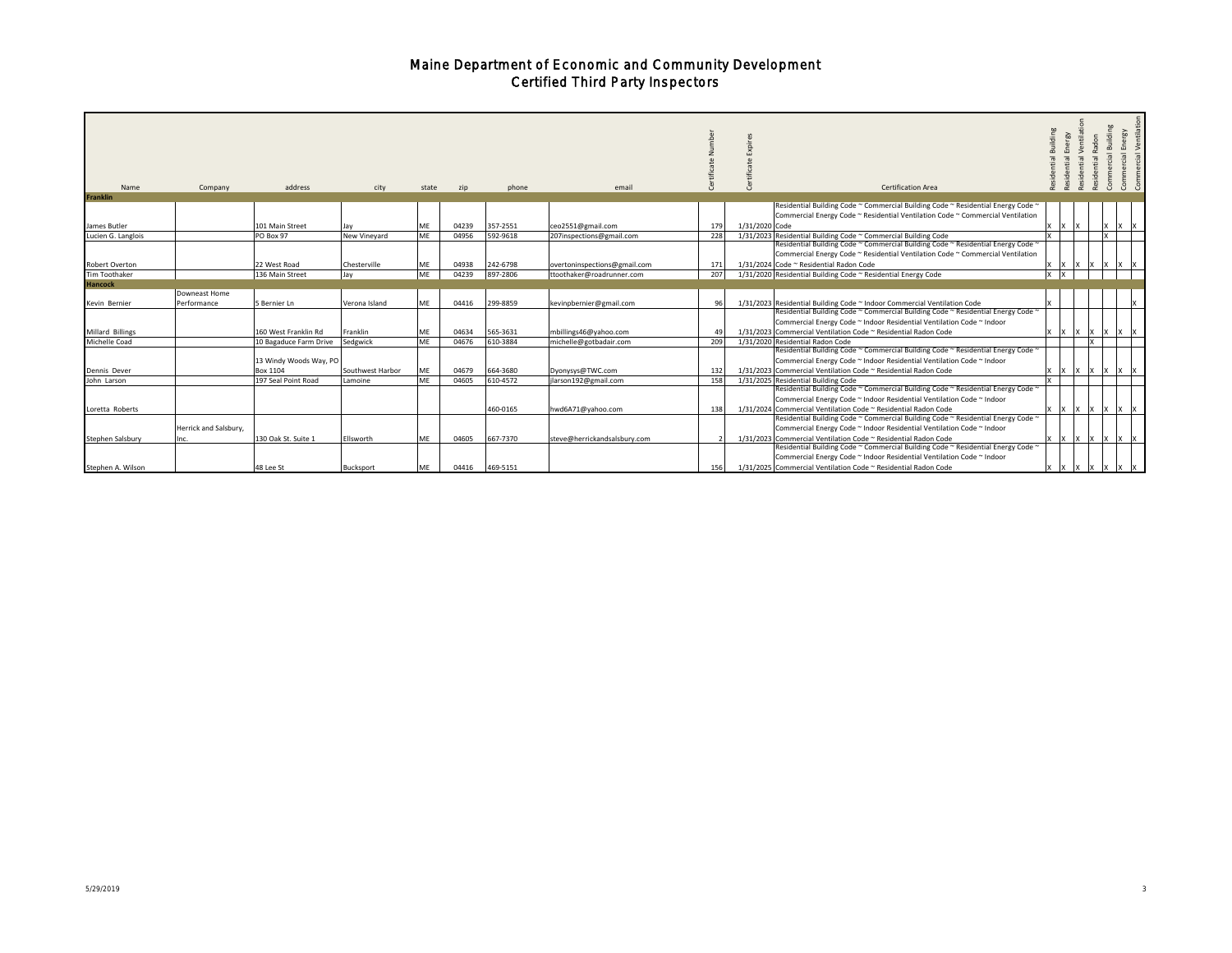# Maine Department of Economic and Community Development
## Certified Third Party Inspectors

| Name | Company | address | city | state | zip | phone | email | Certificate Number | Certificate Expires | Certification Area | Residential Building | Residential Energy | Residential Ventilation | Residential Radon | Commercial Building | Commercial Energy | Commercial Ventilation |
|---|---|---|---|---|---|---|---|---|---|---|---|---|---|---|---|---|---|
| **Franklin** | | | | | | | | | | | | | | | | | |
| James Butler | | 101 Main Street | Jay | ME | 04239 | 357-2551 | ceo2551@gmail.com | 179 | 1/31/2020 | Residential Building Code ~ Commercial Building Code ~ Residential Energy Code ~ Commercial Energy Code ~ Residential Ventilation Code ~ Commercial Ventilation Code | X | X | X | | X | X | X |
| Lucien G. Langlois | | PO Box 97 | New Vineyard | ME | 04956 | 592-9618 | 207inspections@gmail.com | 228 | 1/31/2023 | Residential Building Code ~ Commercial Building Code | X | | | | X | | |
| Robert Overton | | 22 West Road | Chesterville | ME | 04938 | 242-6798 | overtoninspections@gmail.com | 171 | 1/31/2024 | Residential Building Code ~ Commercial Building Code ~ Residential Energy Code ~ Commercial Energy Code ~ Residential Ventilation Code ~ Commercial Ventilation Code ~ Residential Radon Code | X | X | X | X | X | X | X |
| Tim Toothaker | | 136 Main Street | Jay | ME | 04239 | 897-2806 | ttoothaker@roadrunner.com | 207 | 1/31/2020 | Residential Building Code ~ Residential Energy Code | X | X | | | | | |
| **Hancock** | | | | | | | | | | | | | | | | | |
| Kevin Bernier | Downeast Home Performance | 5 Bernier Ln | Verona Island | ME | 04416 | 299-8859 | kevinpbernier@gmail.com | 96 | 1/31/2023 | Residential Building Code ~ Indoor Commercial Ventilation Code | X | | | | | | X |
| Millard Billings | | 160 West Franklin Rd | Franklin | ME | 04634 | 565-3631 | mbillings46@yahoo.com | 49 | 1/31/2023 | Residential Building Code ~ Commercial Building Code ~ Residential Energy Code ~ Commercial Energy Code ~ Indoor Residential Ventilation Code ~ Indoor Commercial Ventilation Code ~ Residential Radon Code | X | X | X | X | X | X | X |
| Michelle Coad | | 10 Bagaduce Farm Drive | Sedgwick | ME | 04676 | 610-3884 | michelle@gotbadair.com | 209 | 1/31/2020 | Residential Radon Code | | | | X | | | |
| Dennis Dever | | 13 Windy Woods Way, PO Box 1104 | Southwest Harbor | ME | 04679 | 664-3680 | Dyonysys@TWC.com | 132 | 1/31/2023 | Residential Building Code ~ Commercial Building Code ~ Residential Energy Code ~ Commercial Energy Code ~ Indoor Residential Ventilation Code ~ Indoor Commercial Ventilation Code ~ Residential Radon Code | X | X | X | X | X | X | X |
| John Larson | | 197 Seal Point Road | Lamoine | ME | 04605 | 610-4572 | jlarson192@gmail.com | 158 | 1/31/2025 | Residential Building Code | X | | | | | | |
| Loretta Roberts | | | | | | 460-0165 | hwd6A71@yahoo.com | 138 | 1/31/2024 | Residential Building Code ~ Commercial Building Code ~ Residential Energy Code ~ Commercial Energy Code ~ Indoor Residential Ventilation Code ~ Indoor Commercial Ventilation Code ~ Residential Radon Code | X | X | X | X | X | X | X |
| Stephen Salsbury | Herrick and Salsbury, Inc. | 130 Oak St. Suite 1 | Ellsworth | ME | 04605 | 667-7370 | steve@herrickandsalsbury.com | 2 | 1/31/2023 | Residential Building Code ~ Commercial Building Code ~ Residential Energy Code ~ Commercial Energy Code ~ Indoor Residential Ventilation Code ~ Indoor Commercial Ventilation Code ~ Residential Radon Code | X | X | X | X | X | X | X |
| Stephen A. Wilson | | 48 Lee St | Bucksport | ME | 04416 | 469-5151 | | 156 | 1/31/2025 | Residential Building Code ~ Commercial Building Code ~ Residential Energy Code ~ Commercial Energy Code ~ Indoor Residential Ventilation Code ~ Indoor Commercial Ventilation Code ~ Residential Radon Code | X | X | X | X | X | X | X |

5/29/2019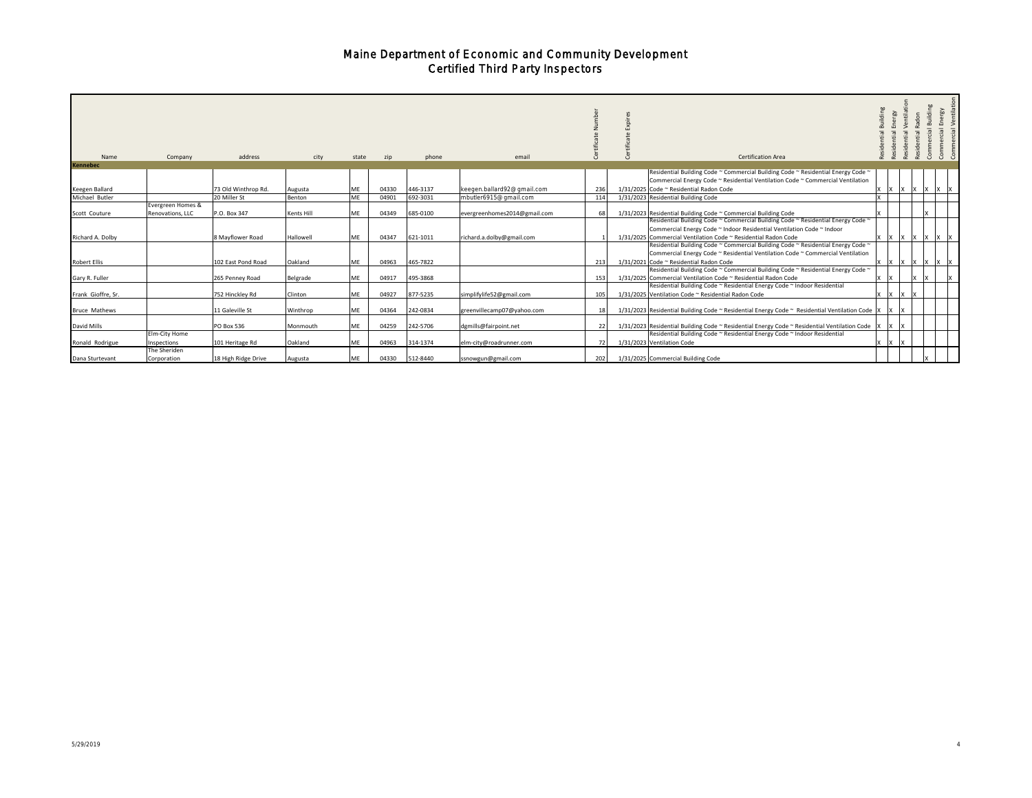# Maine Department of Economic and Community Development
## Certified Third Party Inspectors

| Name | Company | address | city | state | zip | phone | email | Certificate Number | Certificate Expires | Certification Area | Residential Building | Residential Energy | Residential Ventilation | Residential Radon | Commercial Building | Commercial Energy | Commercial Ventilation |
|---|---|---|---|---|---|---|---|---|---|---|---|---|---|---|---|---|---|
| **Kennebec** | | | | | | | | | | | | | | | | | |
| Keegen Ballard | | 73 Old Winthrop Rd. | Augusta | ME | 04330 | 446-3137 | keegen.ballard92@gmail.com | 236 | 1/31/2025 | Residential Building Code ~ Commercial Building Code ~ Residential Energy Code ~ Commercial Energy Code ~ Residential Ventilation Code ~ Commercial Ventilation Code ~ Residential Radon Code | X | X | X | X | X | X | X |
| Michael Butler | | 20 Miller St | Benton | ME | 04901 | 692-3031 | mbutler6915@gmail.com | 114 | 1/31/2023 | Residential Building Code | X | | | | | | |
| Scott Couture | Evergreen Homes & Renovations, LLC | P.O. Box 347 | Kents Hill | ME | 04349 | 685-0100 | evergreenhomes2014@gmail.com | 68 | 1/31/2023 | Residential Building Code ~ Commercial Building Code | X | | | | X | | |
| Richard A. Dolby | | 8 Mayflower Road | Hallowell | ME | 04347 | 621-1011 | richard.a.dolby@gmail.com | 1 | 1/31/2025 | Residential Building Code ~ Commercial Building Code ~ Residential Energy Code ~ Commercial Energy Code ~ Indoor Residential Ventilation Code ~ Indoor Commercial Ventilation Code ~ Residential Radon Code | X | X | X | X | X | X | X |
| Robert Ellis | | 102 East Pond Road | Oakland | ME | 04963 | 465-7822 | | 213 | 1/31/2021 | Residential Building Code ~ Commercial Building Code ~ Residential Energy Code ~ Commercial Energy Code ~ Residential Ventilation Code ~ Commercial Ventilation Code ~ Residential Radon Code | X | X | X | X | X | X | X |
| Gary R. Fuller | | 265 Penney Road | Belgrade | ME | 04917 | 495-3868 | | 153 | 1/31/2025 | Residential Building Code ~ Commercial Building Code ~ Residential Energy Code ~ Commercial Ventilation Code ~ Residential Radon Code | X | X | | X | X | | X |
| Frank Gioffre, Sr. | | 752 Hinckley Rd | Clinton | ME | 04927 | 877-5235 | simplifylife52@gmail.com | 105 | 1/31/2025 | Residential Building Code ~ Residential Energy Code ~ Indoor Residential Ventilation Code ~ Residential Radon Code | X | X | X | X | | | |
| Bruce Mathews | | 11 Galeville St | Winthrop | ME | 04364 | 242-0834 | greenvillecamp07@yahoo.com | 18 | 1/31/2023 | Residential Building Code ~ Residential Energy Code ~ Residential Ventilation Code | X | X | X | | | | |
| David Mills | | PO Box 536 | Monmouth | ME | 04259 | 242-5706 | dgmills@fairpoint.net | 22 | 1/31/2023 | Residential Building Code ~ Residential Energy Code ~ Residential Ventilation Code | X | X | X | | | | |
| Ronald Rodrigue | Elm-City Home Inspections | 101 Heritage Rd | Oakland | ME | 04963 | 314-1374 | elm-city@roadrunner.com | 72 | 1/31/2023 | Residential Building Code ~ Residential Energy Code ~ Indoor Residential Ventilation Code | X | X | X | | | | |
| Dana Sturtevant | The Sheriden Corporation | 18 High Ridge Drive | Augusta | ME | 04330 | 512-8440 | ssnowgun@gmail.com | 202 | 1/31/2025 | Commercial Building Code | | | | | X | | |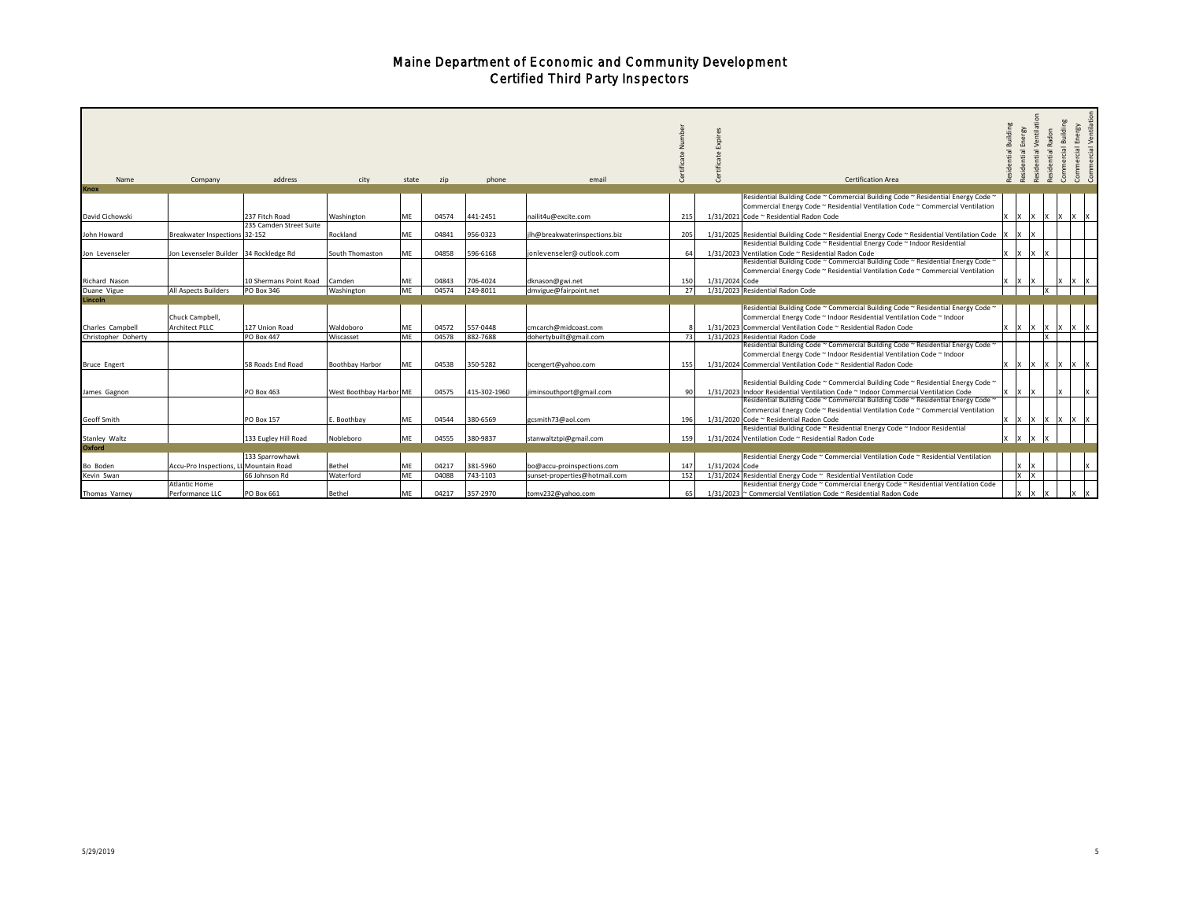# Maine Department of Economic and Community Development
## Certified Third Party Inspectors

| Name | Company | address | city | state | zip | phone | email | Certificate Number | Certificate Expires | Certification Area | Residential Building | Residential Energy | Residential Ventilation | Residential Radon | Commercial Building | Commercial Energy | Commercial Ventilation |
|---|---|---|---|---|---|---|---|---|---|---|---|---|---|---|---|---|---|
| **Knox** | | | | | | | | | | | | | | | | | |
| David Cichowski | | 237 Fitch Road | Washington | ME | 04574 | 441-2451 | nailit4u@excite.com | 215 | 1/31/2021 | Residential Building Code ~ Commercial Building Code ~ Residential Energy Code ~ Commercial Energy Code ~ Residential Ventilation Code ~ Commercial Ventilation Code ~ Residential Radon Code | X | X | X | X | X | X | X |
| John Howard | Breakwater Inspections | 235 Camden Street Suite 32-152 | Rockland | ME | 04841 | 956-0323 | jlh@breakwaterinspections.biz | 205 | 1/31/2025 | Residential Building Code ~ Residential Energy Code ~ Residential Ventilation Code | X | X | X | | | | |
| Jon Levenseler | Jon Levenseler Builder | 34 Rockledge Rd | South Thomaston | ME | 04858 | 596-6168 | jonlevenseler@ outlook.com | 64 | 1/31/2023 | Residential Building Code ~ Residential Energy Code ~ Indoor Residential Ventilation Code ~ Residential Radon Code | X | X | X | X | | | |
| Richard Nason | | 10 Shermans Point Road | Camden | ME | 04843 | 706-4024 | dknason@gwi.net | 150 | 1/31/2024 | Residential Building Code ~ Commercial Building Code ~ Residential Energy Code ~ Commercial Energy Code ~ Residential Ventilation Code ~ Commercial Ventilation Code | X | X | X | | X | X | X |
| Duane Vigue | All Aspects Builders | PO Box 346 | Washington | ME | 04574 | 249-8011 | dmvigue@fairpoint.net | 27 | 1/31/2023 | Residential Radon Code | | | | X | | | |
| **Lincoln** | | | | | | | | | | | | | | | | | |
| Charles Campbell | Chuck Campbell, Architect PLLC | 127 Union Road | Waldoboro | ME | 04572 | 557-0448 | cmcarch@midcoast.com | 8 | 1/31/2023 | Residential Building Code ~ Commercial Building Code ~ Residential Energy Code ~ Commercial Energy Code ~ Indoor Residential Ventilation Code ~ Indoor Commercial Ventilation Code ~ Residential Radon Code | X | X | X | X | X | X | X |
| Christopher Doherty | | PO Box 447 | Wiscasset | ME | 04578 | 882-7688 | dohertybuilt@gmail.com | 73 | 1/31/2023 | Residential Radon Code | | | | X | | | |
| Bruce Engert | | 58 Roads End Road | Boothbay Harbor | ME | 04538 | 350-5282 | bcengert@yahoo.com | 155 | 1/31/2024 | Residential Building Code ~ Commercial Building Code ~ Residential Energy Code ~ Commercial Energy Code ~ Indoor Residential Ventilation Code ~ Indoor Commercial Ventilation Code ~ Residential Radon Code | X | X | X | X | X | X | X |
| James Gagnon | | PO Box 463 | West Boothbay Harbor | ME | 04575 | 415-302-1960 | jiminsouthport@gmail.com | 90 | 1/31/2023 | Residential Building Code ~ Commercial Building Code ~ Residential Energy Code ~ Indoor Residential Ventilation Code ~ Indoor Commercial Ventilation Code | X | X | X | | X | | X |
| Geoff Smith | | PO Box 157 | E. Boothbay | ME | 04544 | 380-6569 | gcsmith73@aol.com | 196 | 1/31/2020 | Residential Building Code ~ Commercial Building Code ~ Residential Energy Code ~ Commercial Energy Code ~ Residential Ventilation Code ~ Commercial Ventilation Code ~ Residential Radon Code | X | X | X | X | X | X | X |
| Stanley Waltz | | 133 Eugley Hill Road | Nobleboro | ME | 04555 | 380-9837 | stanwaltztpi@gmail.com | 159 | 1/31/2024 | Residential Building Code ~ Residential Energy Code ~ Indoor Residential Ventilation Code ~ Residential Radon Code | X | X | X | X | | | |
| **Oxford** | | | | | | | | | | | | | | | | | |
| Bo Boden | Accu-Pro Inspections, LL | 133 Sparrowhawk Mountain Road | Bethel | ME | 04217 | 381-5960 | bo@accu-proinspections.com | 147 | 1/31/2024 | Residential Energy Code ~ Commercial Ventilation Code ~ Residential Ventilation Code | | X | X | | | | X |
| Kevin Swan | | 66 Johnson Rd | Waterford | ME | 04088 | 743-1103 | sunset-properties@hotmail.com | 152 | 1/31/2024 | Residential Energy Code ~ Residential Ventilation Code | | X | X | | | | |
| Thomas Varney | Atlantic Home Performance LLC | PO Box 661 | Bethel | ME | 04217 | 357-2970 | tomv232@yahoo.com | 65 | 1/31/2023 | Residential Energy Code ~ Commercial Energy Code ~ Residential Ventilation Code ~ Commercial Ventilation Code ~ Residential Radon Code | | X | X | X | | X | X |

5/29/2019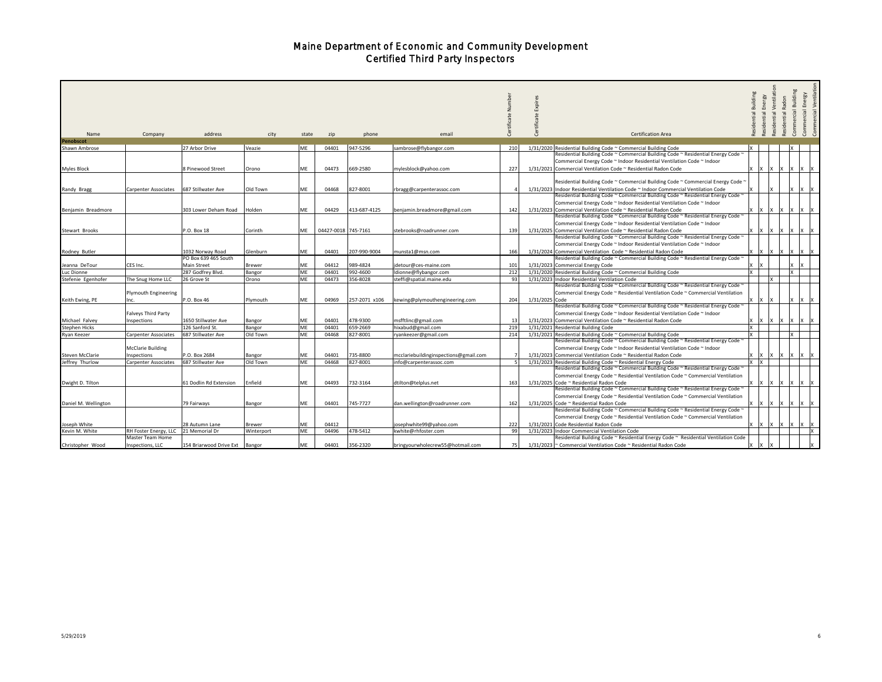# Maine Department of Economic and Community Development
## Certified Third Party Inspectors

| Name | Company | address | city | state | zip | phone | email | Certificate Number | Certificate Expires | Certification Area | Residential Building | Residential Energy | Residential Ventilation | Residential Radon | Commercial Building | Commercial Energy | Commercial Ventilation |
|---|---|---|---|---|---|---|---|---|---|---|---|---|---|---|---|---|---|
| **Penobscot** | | | | | | | | | | | | | | | | | |
| Shawn Ambrose | | 27 Arbor Drive | Veazie | ME | 04401 | 947-5296 | sambrose@flybangor.com | 210 | 1/31/2020 | Residential Building Code ~ Commercial Building Code | X | | | | X | | |
| Myles Block | | 8 Pinewood Street | Orono | ME | 04473 | 669-2580 | mylesblock@yahoo.com | 227 | 1/31/2021 | Residential Building Code ~ Commercial Building Code ~ Residential Energy Code ~ Commercial Energy Code ~ Indoor Residential Ventilation Code ~ Indoor Commercial Ventilation Code ~ Residential Radon Code | X | X | X | X | X | X | X |
| Randy Bragg | Carpenter Associates | 687 Stillwater Ave | Old Town | ME | 04468 | 827-8001 | rbragg@carpenterassoc.com | 4 | 1/31/2023 | Residential Building Code ~ Commercial Building Code ~ Commercial Energy Code ~ Indoor Residential Ventilation Code ~ Indoor Commercial Ventilation Code | X | | X | | X | X | X |
| Benjamin Breadmore | | 303 Lower Deham Road | Holden | ME | 04429 | 413-687-4125 | benjamin.breadmore@gmail.com | 142 | 1/31/2023 | Residential Building Code ~ Commercial Building Code ~ Residential Energy Code ~ Commercial Energy Code ~ Indoor Residential Ventilation Code ~ Indoor Commercial Ventilation Code ~ Residential Radon Code | X | X | X | X | X | X | X |
| Stewart Brooks | | P.O. Box 18 | Corinth | ME | 04427-0018 | 745-7161 | stebrooks@roadrunner.com | 139 | 1/31/2025 | Residential Building Code ~ Commercial Building Code ~ Residential Energy Code ~ Commercial Energy Code ~ Indoor Residential Ventilation Code ~ Indoor Commercial Ventilation Code ~ Residential Radon Code | X | X | X | X | X | X | X |
| Rodney Butler | | 1032 Norway Road | Glenburn | ME | 04401 | 207-990-9004 | munsta1@msn.com | 166 | 1/31/2024 | Residential Building Code ~ Commercial Building Code ~ Residential Energy Code ~ Commercial Energy Code ~ Indoor Residential Ventilation Code ~ Indoor Commercial Ventilation Code ~ Residential Radon Code | X | X | X | X | X | X | X |
| Jeanna DeTour | CES Inc. | PO Box 639 465 South Main Street | Brewer | ME | 04412 | 989-4824 | jdetour@ces-maine.com | 101 | 1/31/2023 | Residential Building Code ~ Commercial Building Code ~ Resdiential Energy Code ~ Commercial Energy Code | X | X | | | X | X | |
| Luc Dionne | | 287 Godfrey Blvd. | Bangor | ME | 04401 | 992-4600 | ldionne@flybangor.com | 212 | 1/31/2020 | Residential Building Code ~ Commercial Building Code | X | | | | X | | |
| Stefenie Egenhofer | The Snug Home LLC | 26 Grove St | Orono | ME | 04473 | 356-8028 | steffi@spatial.maine.edu | 93 | 1/31/2023 | Indoor Residential Ventilation Code | | | X | | | | |
| Keith Ewing, PE | Plymouth Engineering Inc. | P.O. Box 46 | Plymouth | ME | 04969 | 257-2071 x106 | kewing@plymouthengineering.com | 204 | 1/31/2025 | Residential Building Code ~ Commercial Building Code ~ Residential Energy Code ~ Commercial Energy Code ~ Residential Ventilation Code ~ Commercial Ventilation Code | X | X | X | | X | X | X |
| Michael Falvey | Falveys Third Party Inspections | 1650 Stillwater Ave | Bangor | ME | 04401 | 478-9300 | msfftlinc@gmail.com | 13 | 1/31/2023 | Residential Building Code ~ Commercial Building Code ~ Residential Energy Code ~ Commercial Energy Code ~ Indoor Residential Ventilation Code ~ Indoor Commercial Ventilation Code ~ Residential Radon Code | X | X | X | X | X | X | X |
| Stephen Hicks | | 126 Sanford St. | Bangor | ME | 04401 | 659-2669 | hixabud@gmail.com | 219 | 1/31/2021 | Residential Building Code | X | | | | | | |
| Ryan Keezer | Carpenter Associates | 687 Stillwater Ave | Old Town | ME | 04468 | 827-8001 | ryankeezer@gmail.com | 214 | 1/31/2021 | Residential Building Code ~ Commercial Building Code | X | | | | X | | |
| Steven McClarie | McClarie Building Inspections | P.O. Box 2684 | Bangor | ME | 04401 | 735-8800 | mcclariebuildinginspections@gmail.com | 7 | 1/31/2023 | Residential Building Code ~ Commercial Building Code ~ Residential Energy Code ~ Commercial Energy Code ~ Indoor Residential Ventilation Code ~ Indoor Commercial Ventilation Code ~ Residential Radon Code | X | X | X | X | X | X | X |
| Jeffrey Thurlow | Carpenter Associates | 687 Stillwater Ave | Old Town | ME | 04468 | 827-8001 | info@carpenterassoc.com | 5 | 1/31/2023 | Residential Building Code ~ Residential Energy Code | X | X | | | | | |
| Dwight D. Tilton | | 61 Dodlin Rd Extension | Enfield | ME | 04493 | 732-3164 | dtilton@telplus.net | 163 | 1/31/2025 | Residential Building Code ~ Commercial Building Code ~ Residential Energy Code ~ Commercial Energy Code ~ Residential Ventilation Code ~ Commercial Ventilation Code ~ Residential Radon Code | X | X | X | X | X | X | X |
| Daniel M. Wellington | | 79 Fairways | Bangor | ME | 04401 | 745-7727 | dan.wellington@roadrunner.com | 162 | 1/31/2025 | Residential Building Code ~ Commercial Building Code ~ Residential Energy Code ~ Commercial Energy Code ~ Residential Ventilation Code ~ Commercial Ventilation Code ~ Residential Radon Code | X | X | X | X | X | X | X |
| Joseph White | | 28 Autumn Lane | Brewer | ME | 04412 | | josephwhite99@yahoo.com | 222 | 1/31/2021 | Residential Building Code ~ Commercial Building Code ~ Residential Energy Code ~ Commercial Energy Code ~ Residential Ventilation Code ~ Commercial Ventilation Code Residential Radon Code | X | X | X | X | X | X | X |
| Kevin M. White | RH Foster Energy, LLC | 21 Memorial Dr | Winterport | ME | 04496 | 478-5412 | kwhite@rhfoster.com | 99 | 1/31/2023 | Indoor Commercial Ventilation Code | | | | | | | X |
| Christopher Wood | Master Team Home Inspections, LLC | 154 Briarwood Drive Ext | Bangor | ME | 04401 | 356-2320 | bringyourwholecrew55@hotmail.com | 75 | 1/31/2023 | Residential Building Code ~ Residential Energy Code ~ Residential Ventilation Code ~ Commercial Ventilation Code ~ Residential Radon Code | X | X | X | | | | X |

5/29/2019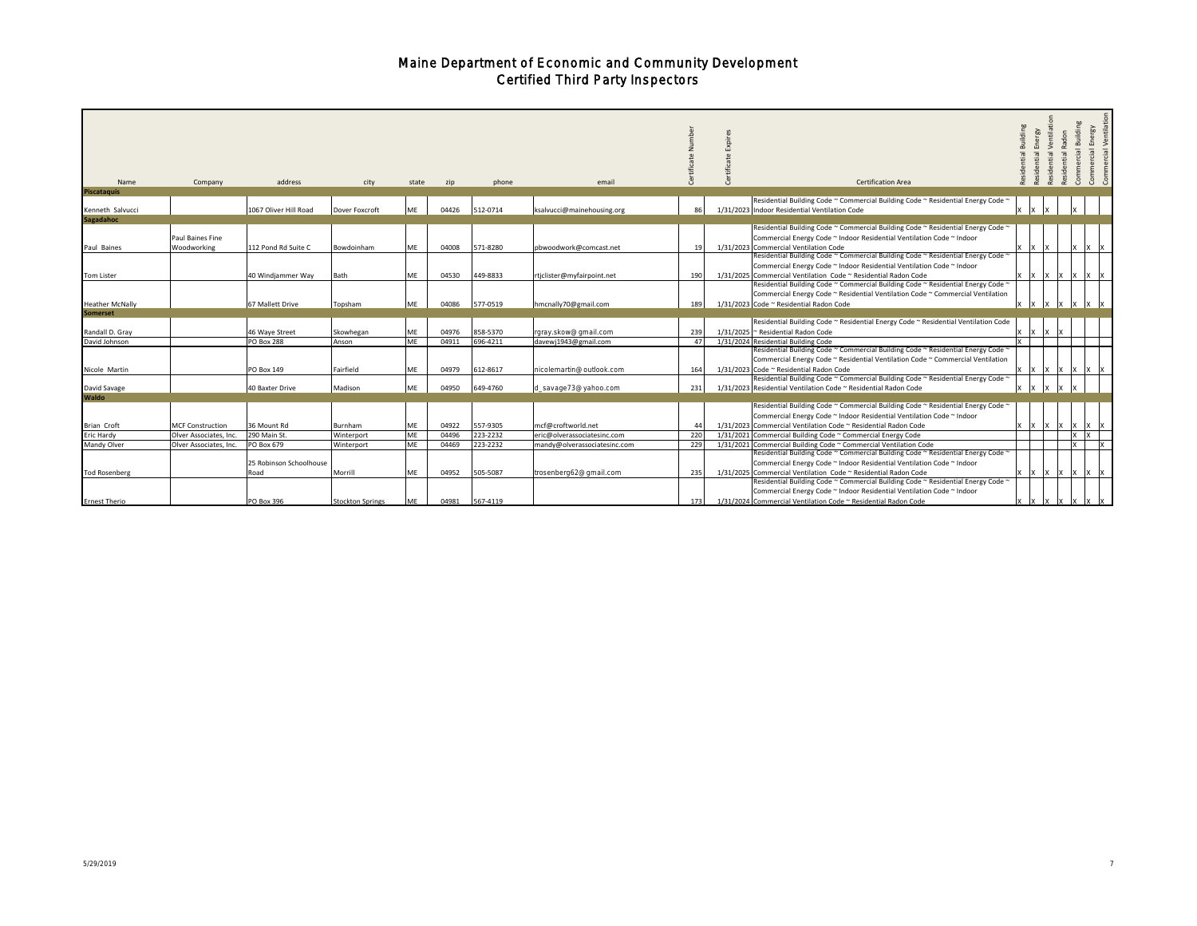# Maine Department of Economic and Community Development
## Certified Third Party Inspectors

| Name | Company | address | city | state | zip | phone | email | Certificate Number | Certificate Expires | Certification Area | Residential Building | Residential Energy | Residential Ventilation | Residential Radon | Commercial Building | Commercial Energy | Commercial Ventilation |
|---|---|---|---|---|---|---|---|---|---|---|---|---|---|---|---|---|---|
| **Piscataquis** | | | | | | | | | | | | | | | | | |
| Kenneth Salvucci | | 1067 Oliver Hill Road | Dover Foxcroft | ME | 04426 | 512-0714 | ksalvucci@mainehousing.org | 86 | 1/31/2023 | Residential Building Code ~ Commercial Building Code ~ Residential Energy Code ~ Indoor Residential Ventilation Code | X | X | X | | X | | |
| **Sagadahoc** | | | | | | | | | | | | | | | | | |
| Paul Baines | Paul Baines Fine Woodworking | 112 Pond Rd Suite C | Bowdoinham | ME | 04008 | 571-8280 | pbwoodwork@comcast.net | 19 | 1/31/2023 | Residential Building Code ~ Commercial Building Code ~ Residential Energy Code ~ Commercial Energy Code ~ Indoor Residential Ventilation Code ~ Indoor Commercial Ventilation Code | X | X | X | | X | X | X |
| Tom Lister | | 40 Windjammer Way | Bath | ME | 04530 | 449-8833 | rtjclister@myfairpoint.net | 190 | 1/31/2025 | Residential Building Code ~ Commercial Building Code ~ Residential Energy Code ~ Commercial Energy Code ~ Indoor Residential Ventilation Code ~ Indoor Commercial Ventilation Code ~ Residential Radon Code | X | X | X | X | X | X | X |
| Heather McNally | | 67 Mallett Drive | Topsham | ME | 04086 | 577-0519 | hmcnally70@gmail.com | 189 | 1/31/2023 | Residential Building Code ~ Commercial Building Code ~ Residential Energy Code ~ Commercial Energy Code ~ Residential Ventilation Code ~ Commercial Ventilation Code ~ Residential Radon Code | X | X | X | X | X | X | X |
| **Somerset** | | | | | | | | | | | | | | | | | |
| Randall D. Gray | | 46 Waye Street | Skowhegan | ME | 04976 | 858-5370 | rgray.skow@gmail.com | 239 | 1/31/2025 | Residential Building Code ~ Residential Energy Code ~ Residential Ventilation Code ~ Residential Radon Code | X | X | X | X | | | |
| David Johnson | | PO Box 288 | Anson | ME | 04911 | 696-4211 | davewj1943@gmail.com | 47 | 1/31/2024 | Residential Building Code | X | | | | | | |
| Nicole Martin | | PO Box 149 | Fairfield | ME | 04979 | 612-8617 | nicolemartin@outlook.com | 164 | 1/31/2023 | Residential Building Code ~ Commercial Building Code ~ Residential Energy Code ~ Commercial Energy Code ~ Residential Ventilation Code ~ Commercial Ventilation Code ~ Residential Radon Code | X | X | X | X | X | X | X |
| David Savage | | 40 Baxter Drive | Madison | ME | 04950 | 649-4760 | d_savage73@yahoo.com | 231 | 1/31/2023 | Residential Building Code ~ Commercial Building Code ~ Residential Energy Code ~ Residential Ventilation Code ~ Residential Radon Code | X | X | X | X | X | | |
| **Waldo** | | | | | | | | | | | | | | | | | |
| Brian Croft | MCF Construction | 36 Mount Rd | Burnham | ME | 04922 | 557-9305 | mcf@croftworld.net | 44 | 1/31/2023 | Residential Building Code ~ Commercial Building Code ~ Residential Energy Code ~ Commercial Energy Code ~ Indoor Residential Ventilation Code ~ Indoor Commercial Ventilation Code ~ Residential Radon Code | X | X | X | X | X | X | X |
| Eric Hardy | Olver Associates, Inc. | 290 Main St. | Winterport | ME | 04496 | 223-2232 | eric@olverassociatesinc.com | 220 | 1/31/2021 | Commercial Building Code ~ Commercial Energy Code | | | | | X | X | |
| Mandy Olver | Olver Associates, Inc. | PO Box 679 | Winterport | ME | 04469 | 223-2232 | mandy@olverassociatesinc.com | 229 | 1/31/2021 | Commercial Building Code ~ Commercial Ventilation Code | | | | | X | | X |
| Tod Rosenberg | | 25 Robinson Schoolhouse Road | Morrill | ME | 04952 | 505-5087 | trosenberg62@gmail.com | 235 | 1/31/2025 | Residential Building Code ~ Commercial Building Code ~ Residential Energy Code ~ Commercial Energy Code ~ Indoor Residential Ventilation Code ~ Indoor Commercial Ventilation Code ~ Residential Radon Code | X | X | X | X | X | X | X |
| Ernest Therio | | PO Box 396 | Stockton Springs | ME | 04981 | 567-4119 | | 173 | 1/31/2024 | Residential Building Code ~ Commercial Building Code ~ Residential Energy Code ~ Commercial Energy Code ~ Indoor Residential Ventilation Code ~ Indoor Commercial Ventilation Code ~ Residential Radon Code | X | X | X | X | X | X | X |

5/29/2019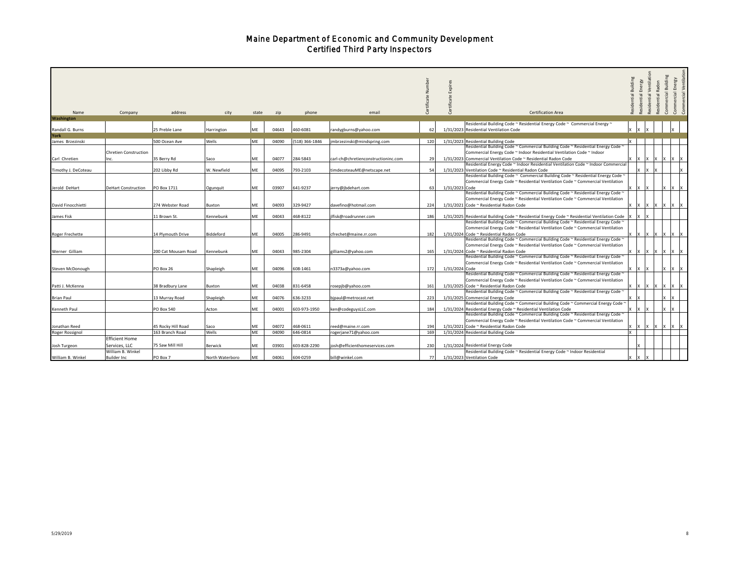# Maine Department of Economic and Community Development
## Certified Third Party Inspectors

| Name | Company | address | city | state | zip | phone | email | Certificate Number | Certificate Expires | Certification Area | Residential Building | Residential Energy | Residential Ventilation | Residential Radon | Commercial Building | Commercial Energy | Commercial Ventilation |
|---|---|---|---|---|---|---|---|---|---|---|---|---|---|---|---|---|---|
| **Washington** | | | | | | | | | | | | | | | | | |
| Randall G. Burns | | 25 Preble Lane | Harrington | ME | 04643 | 460-6081 | randygburns@yahoo.com | 62 | 1/31/2023 | Residential Building Code ~ Residential Energy Code ~ Commercial Energy ~ Residential Ventilation Code | X | X | X | | | X | |
| **York** | | | | | | | | | | | | | | | | | |
| James Brzezinski | | 500 Ocean Ave | Wells | ME | 04090 | (518) 366-1846 | jmbrzezinski@mindspring.com | 120 | 1/31/2023 | Residential Building Code | X | | | | | | |
| Carl Chretien | Chretien Construction Inc. | 35 Berry Rd | Saco | ME | 04077 | 284-5843 | carl-ch@chretienconstructioninc.com | 29 | 1/31/2023 | Residential Building Code ~ Commercial Building Code ~ Residential Energy Code ~ Commercial Energy Code ~ Indoor Residential Ventilation Code ~ Indoor Commercial Ventilation Code ~ Residential Radon Code | X | X | X | X | X | X | X |
| Timothy J. DeCoteau | | 202 Libby Rd | W. Newfield | ME | 04095 | 793-2103 | timdecoteauME@netscape.net | 54 | 1/31/2023 | Residential Energy Code ~ Indoor Residential Ventilation Code ~ Indoor Commercial Ventilation Code ~ Residential Radon Code | | X | X | X | | | X |
| Jerold DeHart | DeHart Construction | PO Box 1711 | Ogunquit | ME | 03907 | 641-9237 | jerry@jbdehart.com | 63 | 1/31/2023 | Residential Building Code ~ Commercial Building Code ~ Residential Energy Code ~ Commercial Energy Code ~ Residential Ventilation Code ~ Commercial Ventilation Code | X | X | X | | X | X | X |
| David Finocchietti | | 274 Webster Road | Buxton | ME | 04093 | 329-9427 | davefino@hotmail.com | 224 | 1/31/2021 | Residential Building Code ~ Commercial Building Code ~ Residential Energy Code ~ Commercial Energy Code ~ Residential Ventilation Code ~ Commercial Ventilation Code ~ Residential Radon Code | X | X | X | X | X | X | X |
| James Fisk | | 11 Brown St. | Kennebunk | ME | 04043 | 468-8122 | jlfisk@roadrunner.com | 186 | 1/31/2025 | Residential Building Code ~ Residential Energy Code ~ Residential Ventilation Code | X | X | X | | | | |
| Roger Frechette | | 14 Plymouth Drive | Biddeford | ME | 04005 | 286-9491 | cfrechet@maine.rr.com | 182 | 1/31/2024 | Residential Building Code ~ Commercial Building Code ~ Residential Energy Code ~ Commercial Energy Code ~ Residential Ventilation Code ~ Commercial Ventilation Code ~ Residential Radon Code | X | X | X | X | X | X | X |
| Werner Gilliam | | 200 Cat Mousam Road | Kennebunk | ME | 04043 | 985-2304 | gilliams2@yahoo.com | 165 | 1/31/2024 | Residential Building Code ~ Commercial Building Code ~ Residential Energy Code ~ Commercial Energy Code ~ Residential Ventilation Code ~ Commercial Ventilation Code ~ Residential Radon Code | X | X | X | X | X | X | X |
| Steven McDonough | | PO Box 26 | Shapleigh | ME | 04096 | 608-1461 | n3373a@yahoo.com | 172 | 1/31/2024 | Residential Building Code ~ Commercial Building Code ~ Residential Energy Code ~ Commercial Energy Code ~ Residential Ventilation Code ~ Commercial Ventilation Code | X | X | X | | X | X | X |
| Patti J. McKenna | | 38 Bradbury Lane | Buxton | ME | 04038 | 831-6458 | rosepjb@yahoo.com | 161 | 1/31/2025 | Residential Building Code ~ Commercial Building Code ~ Residential Energy Code ~ Commercial Energy Code ~ Residential Ventilation Code ~ Commercial Ventilation Code ~ Residential Radon Code | X | X | X | X | X | X | X |
| Brian Paul | | 13 Murray Road | Shapleigh | ME | 04076 | 636-3233 | bjpaul@metrocast.net | 223 | 1/31/2025 | Residential Building Code ~ Commercial Building Code ~ Residential Energy Code ~ Commercial Energy Code | X | X | | | X | X | |
| Kenneth Paul | | PO Box 540 | Acton | ME | 04001 | 603-973-1950 | ken@codeguysLLC.com | 184 | 1/31/2024 | Residential Building Code ~ Commercial Building Code ~ Commercial Energy Code ~ Residential Energy Code ~ Residential Ventilation Code | X | X | X | | X | X | |
| Jonathan Reed | | 45 Rocky Hill Road | Saco | ME | 04072 | 468-0611 | reed@maine.rr.com | 194 | 1/31/2021 | Residential Building Code ~ Commercial Building Code ~ Residential Energy Code ~ Commercial Energy Code ~ Residential Ventilation Code ~ Commercial Ventilation Code ~ Residential Radon Code | X | X | X | X | X | X | X |
| Roger Rossignol | | 163 Branch Road | Wells | ME | 04090 | 646-0814 | rogerjane71@yahoo.com | 169 | 1/31/2024 | Residential Building Code | X | | | | | | |
| Josh Turgeon | Efficient Home Services, LLC | 75 Saw Mill Hill | Berwick | ME | 03901 | 603-828-2290 | josh@efficienthomeservices.com | 230 | 1/31/2024 | Residential Energy Code | | X | | | | | |
| William B. Winkel | William B. Winkel Builder Inc | PO Box 7 | North Waterboro | ME | 04061 | 604-0259 | bill@winkel.com | 77 | 1/31/2023 | Residential Building Code ~ Residential Energy Code ~ Indoor Residential Ventilation Code | X | X | X | | | | |

5/29/2019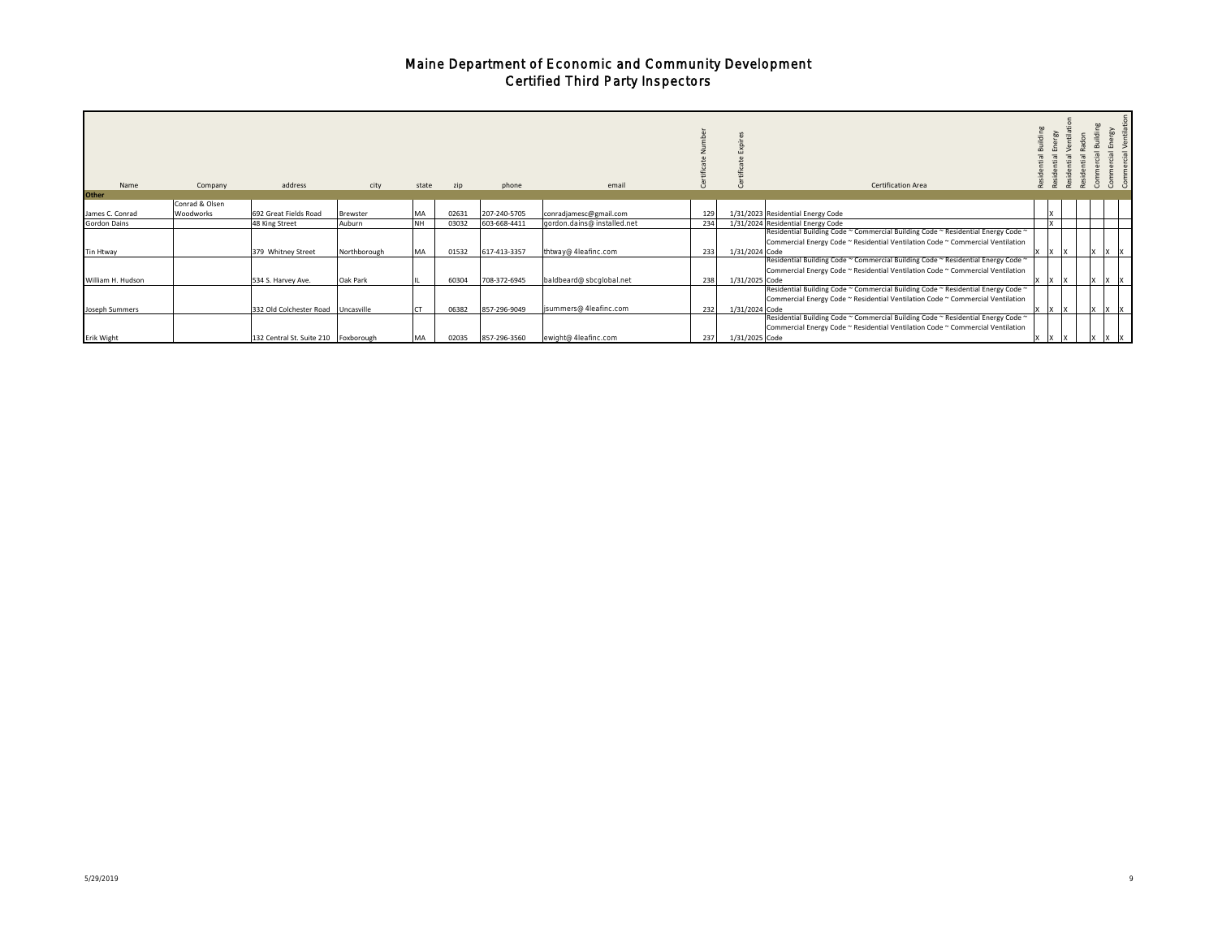# Maine Department of Economic and Community Development
## Certified Third Party Inspectors

| Name | Company | address | city | state | zip | phone | email | Certificate Number | Certificate Expires | Certification Area | Residential Building | Residential Energy | Residential Ventilation | Residential Radon | Commercial Building | Commercial Energy | Commercial Ventilation |
|---|---|---|---|---|---|---|---|---|---|---|---|---|---|---|---|---|---|
| **Other** | | | | | | | | | | | | | | | | | |
| James C. Conrad | Conrad & Olsen Woodworks | 692 Great Fields Road | Brewster | MA | 02631 | 207-240-5705 | conradjamesc@gmail.com | 129 | 1/31/2023 | Residential Energy Code | | X | | | | | |
| Gordon Dains | | 48 King Street | Auburn | NH | 03032 | 603-668-4411 | gordon.dains@installed.net | 234 | 1/31/2024 | Residential Energy Code | | X | | | | | |
| Tin Htway | | 379 Whitney Street | Northborough | MA | 01532 | 617-413-3357 | thtway@4leafinc.com | 233 | 1/31/2024 | Residential Building Code ~ Commercial Building Code ~ Residential Energy Code ~ Commercial Energy Code ~ Residential Ventilation Code ~ Commercial Ventilation Code | X | X | X | | X | X | X |
| William H. Hudson | | 534 S. Harvey Ave. | Oak Park | IL | 60304 | 708-372-6945 | baldbeard@sbcglobal.net | 238 | 1/31/2025 | Residential Building Code ~ Commercial Building Code ~ Residential Energy Code ~ Commercial Energy Code ~ Residential Ventilation Code ~ Commercial Ventilation Code | X | X | X | | X | X | X |
| Joseph Summers | | 332 Old Colchester Road | Uncasville | CT | 06382 | 857-296-9049 | jsummers@4leafinc.com | 232 | 1/31/2024 | Residential Building Code ~ Commercial Building Code ~ Residential Energy Code ~ Commercial Energy Code ~ Residential Ventilation Code ~ Commercial Ventilation Code | X | X | X | | X | X | X |
| Erik Wight | | 132 Central St. Suite 210 | Foxborough | MA | 02035 | 857-296-3560 | ewight@4leafinc.com | 237 | 1/31/2025 | Residential Building Code ~ Commercial Building Code ~ Residential Energy Code ~ Commercial Energy Code ~ Residential Ventilation Code ~ Commercial Ventilation Code | X | X | X | | X | X | X |

5/29/2019